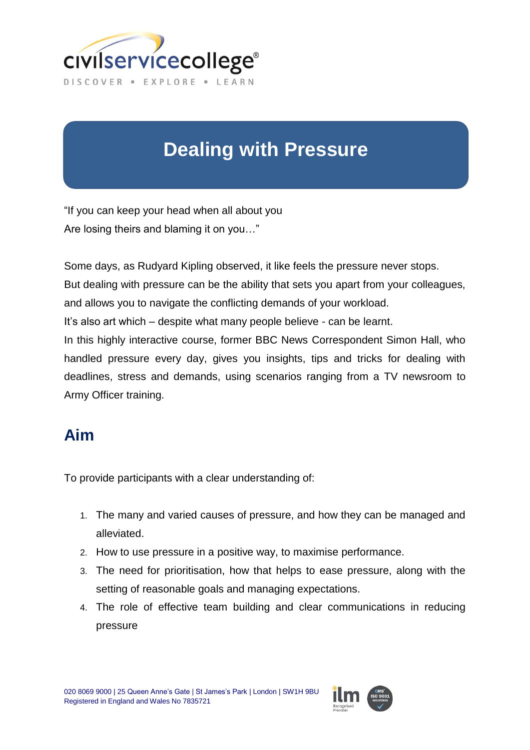civilservicecollege®

DISCOVER • EXPLORE • LEARN

# Dealing with Pressure

"If you can keep your head when all about you
Are losing theirs and blaming it on you…"

Some days, as Rudyard Kipling observed, it like feels the pressure never stops.
But dealing with pressure can be the ability that sets you apart from your colleagues, and allows you to navigate the conflicting demands of your workload.
It's also art which – despite what many people believe - can be learnt.
In this highly interactive course, former BBC News Correspondent Simon Hall, who handled pressure every day, gives you insights, tips and tricks for dealing with deadlines, stress and demands, using scenarios ranging from a TV newsroom to Army Officer training.

## Aim

To provide participants with a clear understanding of:

1. The many and varied causes of pressure, and how they can be managed and alleviated.
2. How to use pressure in a positive way, to maximise performance.
3. The need for prioritisation, how that helps to ease pressure, along with the setting of reasonable goals and managing expectations.
4. The role of effective team building and clear communications in reducing pressure

020 8069 9000 | 25 Queen Anne's Gate | St James's Park | London | SW1H 9BU
Registered in England and Wales No 7835721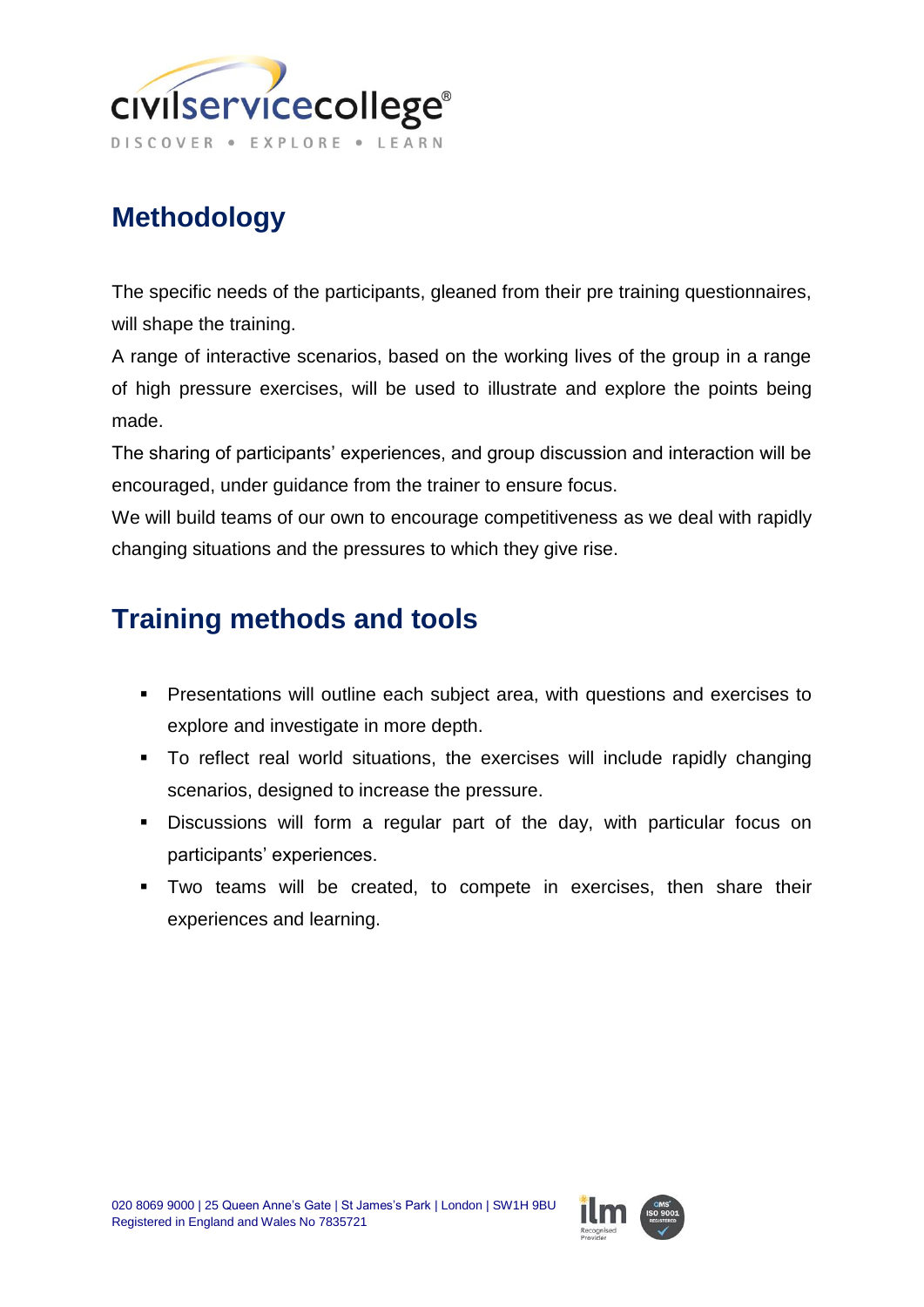## Methodology

The specific needs of the participants, gleaned from their pre training questionnaires, will shape the training.

A range of interactive scenarios, based on the working lives of the group in a range of high pressure exercises, will be used to illustrate and explore the points being made.

The sharing of participants' experiences, and group discussion and interaction will be encouraged, under guidance from the trainer to ensure focus.

We will build teams of our own to encourage competitiveness as we deal with rapidly changing situations and the pressures to which they give rise.

## Training methods and tools

- Presentations will outline each subject area, with questions and exercises to explore and investigate in more depth.
- To reflect real world situations, the exercises will include rapidly changing scenarios, designed to increase the pressure.
- Discussions will form a regular part of the day, with particular focus on participants' experiences.
- Two teams will be created, to compete in exercises, then share their experiences and learning.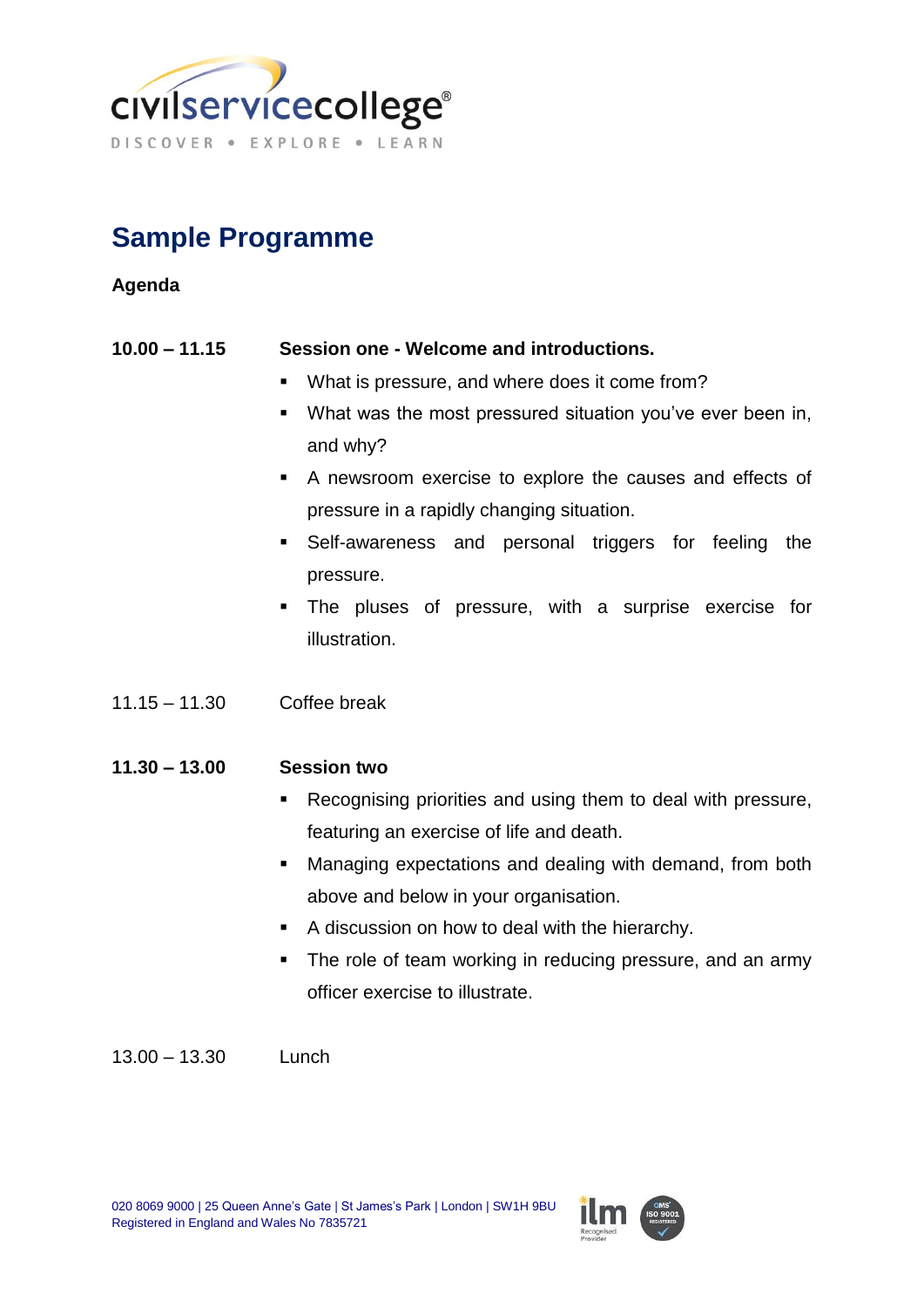## Sample Programme

**Agenda**

**10.00 – 11.15** **Session one - Welcome and introductions.**

- What is pressure, and where does it come from?
- What was the most pressured situation you've ever been in, and why?
- A newsroom exercise to explore the causes and effects of pressure in a rapidly changing situation.
- Self-awareness and personal triggers for feeling the pressure.
- The pluses of pressure, with a surprise exercise for illustration.

11.15 – 11.30 Coffee break

**11.30 – 13.00** **Session two**

- Recognising priorities and using them to deal with pressure, featuring an exercise of life and death.
- Managing expectations and dealing with demand, from both above and below in your organisation.
- A discussion on how to deal with the hierarchy.
- The role of team working in reducing pressure, and an army officer exercise to illustrate.

13.00 – 13.30 Lunch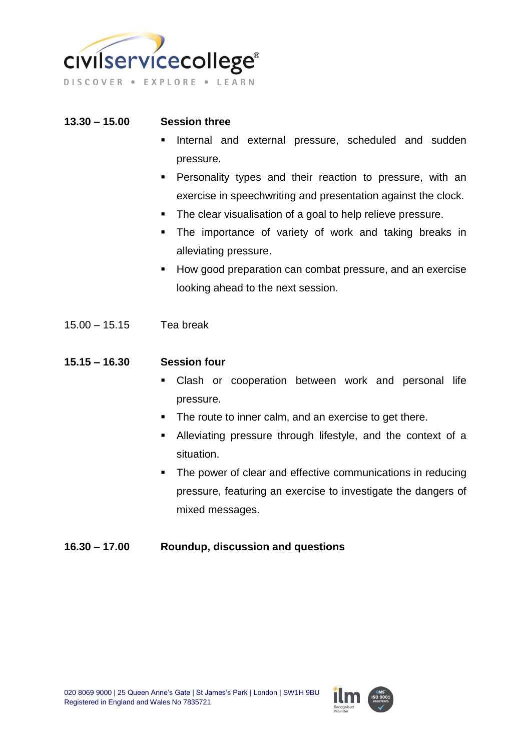**13.30 – 15.00** **Session three**

- Internal and external pressure, scheduled and sudden pressure.
- Personality types and their reaction to pressure, with an exercise in speechwriting and presentation against the clock.
- The clear visualisation of a goal to help relieve pressure.
- The importance of variety of work and taking breaks in alleviating pressure.
- How good preparation can combat pressure, and an exercise looking ahead to the next session.

15.00 – 15.15 Tea break

**15.15 – 16.30** **Session four**

- Clash or cooperation between work and personal life pressure.
- The route to inner calm, and an exercise to get there.
- Alleviating pressure through lifestyle, and the context of a situation.
- The power of clear and effective communications in reducing pressure, featuring an exercise to investigate the dangers of mixed messages.

**16.30 – 17.00** **Roundup, discussion and questions**

020 8069 9000 | 25 Queen Anne's Gate | St James's Park | London | SW1H 9BU
Registered in England and Wales No 7835721